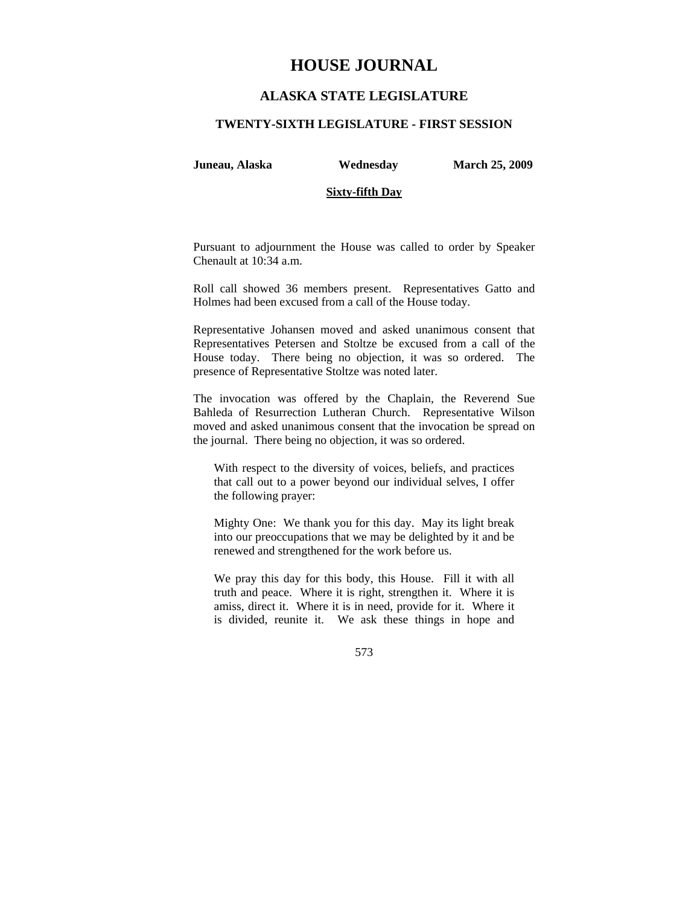# HOUSE JOURNAL

## ALASKA STATE LEGISLATURE

### TWENTY-SIXTH LEGISLATURE - FIRST SESSION

**Juneau, Alaska** **Wednesday** **March 25, 2009**

**Sixty-fifth Day**

Pursuant to adjournment the House was called to order by Speaker Chenault at 10:34 a.m.

Roll call showed 36 members present. Representatives Gatto and Holmes had been excused from a call of the House today.

Representative Johansen moved and asked unanimous consent that Representatives Petersen and Stoltze be excused from a call of the House today. There being no objection, it was so ordered. The presence of Representative Stoltze was noted later.

The invocation was offered by the Chaplain, the Reverend Sue Bahleda of Resurrection Lutheran Church. Representative Wilson moved and asked unanimous consent that the invocation be spread on the journal. There being no objection, it was so ordered.

> With respect to the diversity of voices, beliefs, and practices that call out to a power beyond our individual selves, I offer the following prayer:
>
> Mighty One: We thank you for this day. May its light break into our preoccupations that we may be delighted by it and be renewed and strengthened for the work before us.
>
> We pray this day for this body, this House. Fill it with all truth and peace. Where it is right, strengthen it. Where it is amiss, direct it. Where it is in need, provide for it. Where it is divided, reunite it. We ask these things in hope and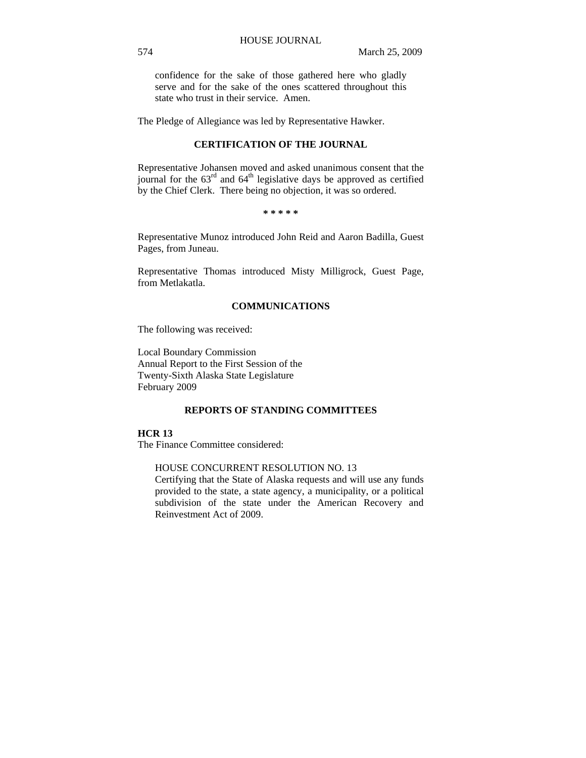confidence for the sake of those gathered here who gladly serve and for the sake of the ones scattered throughout this state who trust in their service. Amen.

The Pledge of Allegiance was led by Representative Hawker.

## CERTIFICATION OF THE JOURNAL

Representative Johansen moved and asked unanimous consent that the journal for the 63rd and 64th legislative days be approved as certified by the Chief Clerk. There being no objection, it was so ordered.

\* \* \* \* \*

Representative Munoz introduced John Reid and Aaron Badilla, Guest Pages, from Juneau.

Representative Thomas introduced Misty Milligrock, Guest Page, from Metlakatla.

## COMMUNICATIONS

The following was received:

Local Boundary Commission
Annual Report to the First Session of the
Twenty-Sixth Alaska State Legislature
February 2009

## REPORTS OF STANDING COMMITTEES

**HCR 13**
The Finance Committee considered:

HOUSE CONCURRENT RESOLUTION NO. 13
Certifying that the State of Alaska requests and will use any funds provided to the state, a state agency, a municipality, or a political subdivision of the state under the American Recovery and Reinvestment Act of 2009.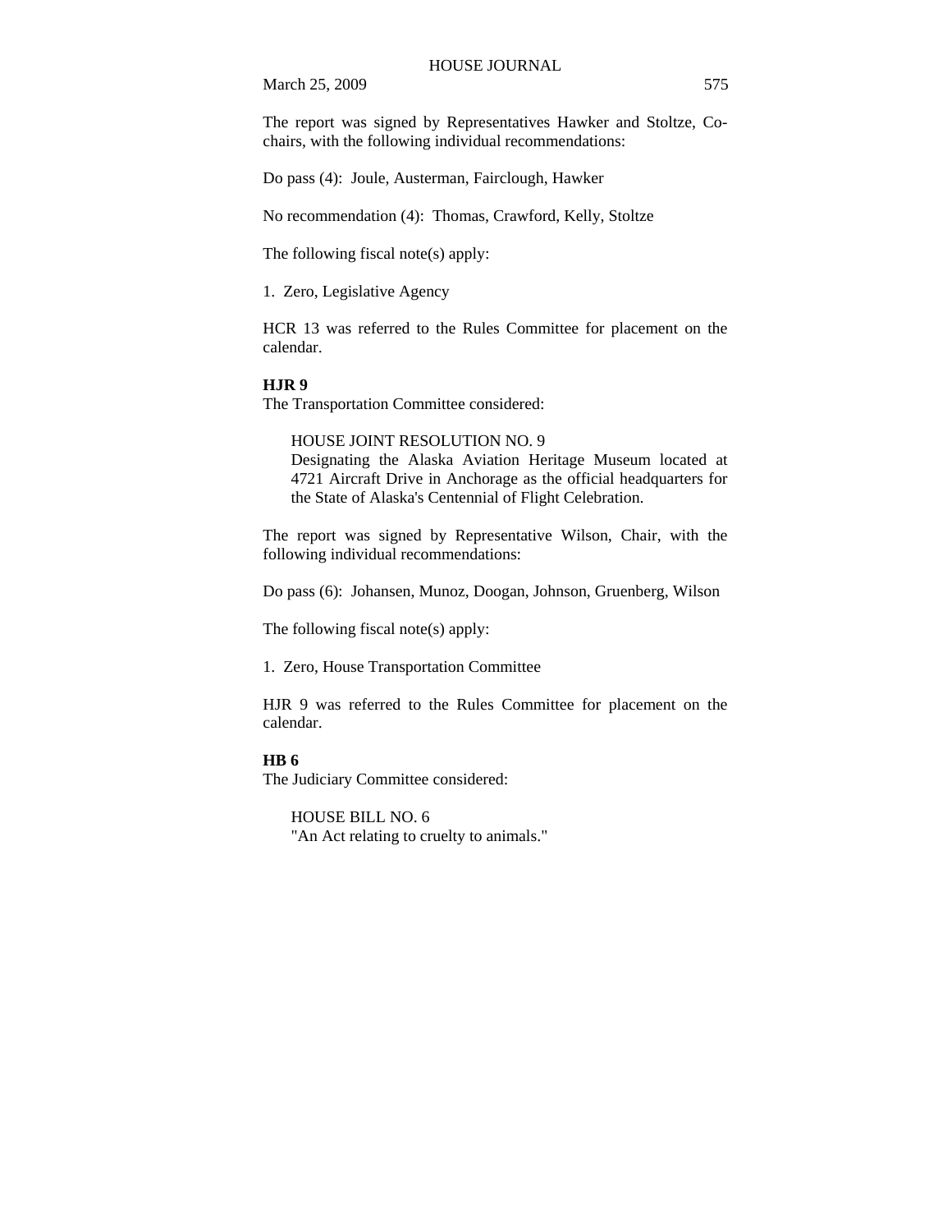The report was signed by Representatives Hawker and Stoltze, Co-chairs, with the following individual recommendations:

Do pass (4): Joule, Austerman, Fairclough, Hawker

No recommendation (4): Thomas, Crawford, Kelly, Stoltze

The following fiscal note(s) apply:

1. Zero, Legislative Agency

HCR 13 was referred to the Rules Committee for placement on the calendar.

**HJR 9**

The Transportation Committee considered:

> HOUSE JOINT RESOLUTION NO. 9
> Designating the Alaska Aviation Heritage Museum located at 4721 Aircraft Drive in Anchorage as the official headquarters for the State of Alaska's Centennial of Flight Celebration.

The report was signed by Representative Wilson, Chair, with the following individual recommendations:

Do pass (6): Johansen, Munoz, Doogan, Johnson, Gruenberg, Wilson

The following fiscal note(s) apply:

1. Zero, House Transportation Committee

HJR 9 was referred to the Rules Committee for placement on the calendar.

**HB 6**

The Judiciary Committee considered:

> HOUSE BILL NO. 6
> "An Act relating to cruelty to animals."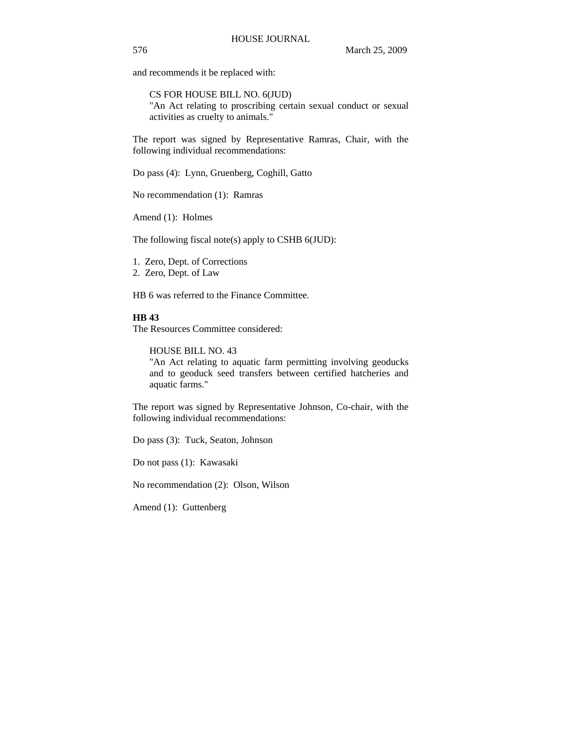and recommends it be replaced with:

> CS FOR HOUSE BILL NO. 6(JUD)
> "An Act relating to proscribing certain sexual conduct or sexual activities as cruelty to animals."

The report was signed by Representative Ramras, Chair, with the following individual recommendations:

Do pass (4): Lynn, Gruenberg, Coghill, Gatto

No recommendation (1): Ramras

Amend (1): Holmes

The following fiscal note(s) apply to CSHB 6(JUD):

1. Zero, Dept. of Corrections
2. Zero, Dept. of Law

HB 6 was referred to the Finance Committee.

**HB 43**

The Resources Committee considered:

> HOUSE BILL NO. 43
> "An Act relating to aquatic farm permitting involving geoducks and to geoduck seed transfers between certified hatcheries and aquatic farms."

The report was signed by Representative Johnson, Co-chair, with the following individual recommendations:

Do pass (3): Tuck, Seaton, Johnson

Do not pass (1): Kawasaki

No recommendation (2): Olson, Wilson

Amend (1): Guttenberg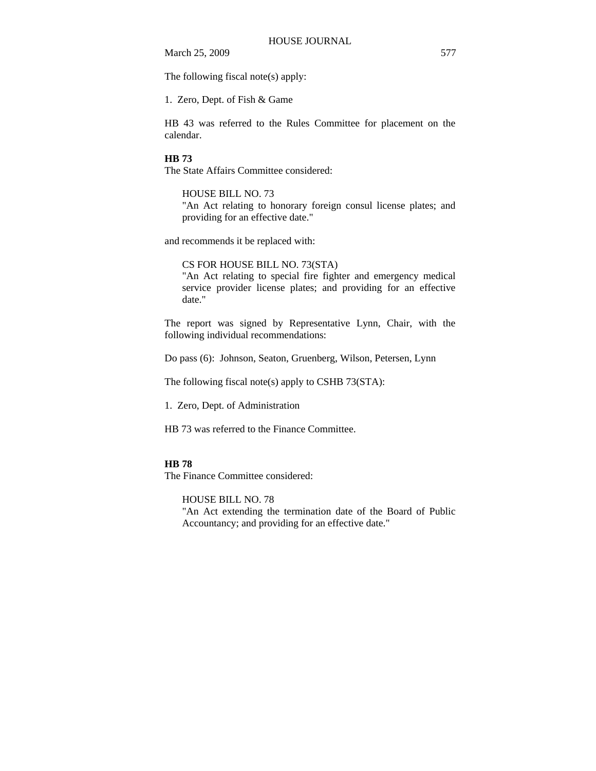The following fiscal note(s) apply:

1. Zero, Dept. of Fish & Game

HB 43 was referred to the Rules Committee for placement on the calendar.

**HB 73**
The State Affairs Committee considered:

HOUSE BILL NO. 73
"An Act relating to honorary foreign consul license plates; and providing for an effective date."

and recommends it be replaced with:

CS FOR HOUSE BILL NO. 73(STA)
"An Act relating to special fire fighter and emergency medical service provider license plates; and providing for an effective date."

The report was signed by Representative Lynn, Chair, with the following individual recommendations:

Do pass (6): Johnson, Seaton, Gruenberg, Wilson, Petersen, Lynn

The following fiscal note(s) apply to CSHB 73(STA):

1. Zero, Dept. of Administration

HB 73 was referred to the Finance Committee.

**HB 78**
The Finance Committee considered:

HOUSE BILL NO. 78
"An Act extending the termination date of the Board of Public Accountancy; and providing for an effective date."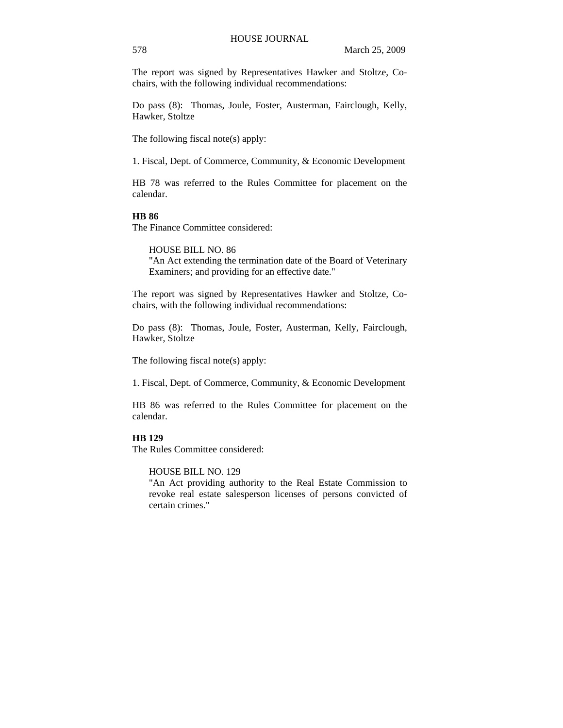The report was signed by Representatives Hawker and Stoltze, Co-chairs, with the following individual recommendations:

Do pass (8): Thomas, Joule, Foster, Austerman, Fairclough, Kelly, Hawker, Stoltze

The following fiscal note(s) apply:

1. Fiscal, Dept. of Commerce, Community, & Economic Development

HB 78 was referred to the Rules Committee for placement on the calendar.

**HB 86**

The Finance Committee considered:

> HOUSE BILL NO. 86
> "An Act extending the termination date of the Board of Veterinary Examiners; and providing for an effective date."

The report was signed by Representatives Hawker and Stoltze, Co-chairs, with the following individual recommendations:

Do pass (8): Thomas, Joule, Foster, Austerman, Kelly, Fairclough, Hawker, Stoltze

The following fiscal note(s) apply:

1. Fiscal, Dept. of Commerce, Community, & Economic Development

HB 86 was referred to the Rules Committee for placement on the calendar.

**HB 129**

The Rules Committee considered:

> HOUSE BILL NO. 129
> "An Act providing authority to the Real Estate Commission to revoke real estate salesperson licenses of persons convicted of certain crimes."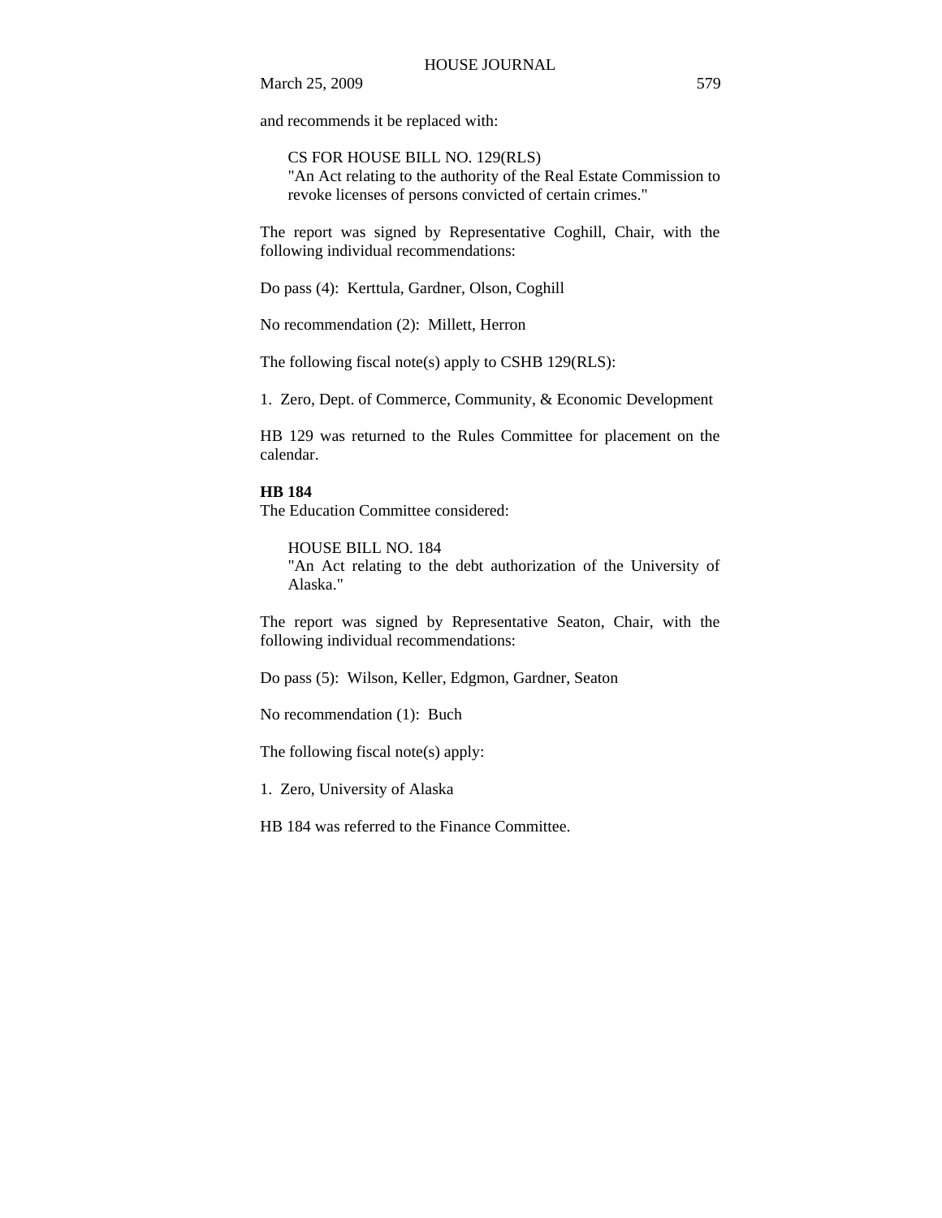and recommends it be replaced with:

> CS FOR HOUSE BILL NO. 129(RLS)
> "An Act relating to the authority of the Real Estate Commission to revoke licenses of persons convicted of certain crimes."

The report was signed by Representative Coghill, Chair, with the following individual recommendations:

Do pass (4): Kerttula, Gardner, Olson, Coghill

No recommendation (2): Millett, Herron

The following fiscal note(s) apply to CSHB 129(RLS):

1. Zero, Dept. of Commerce, Community, & Economic Development

HB 129 was returned to the Rules Committee for placement on the calendar.

**HB 184**

The Education Committee considered:

> HOUSE BILL NO. 184
> "An Act relating to the debt authorization of the University of Alaska."

The report was signed by Representative Seaton, Chair, with the following individual recommendations:

Do pass (5): Wilson, Keller, Edgmon, Gardner, Seaton

No recommendation (1): Buch

The following fiscal note(s) apply:

1. Zero, University of Alaska

HB 184 was referred to the Finance Committee.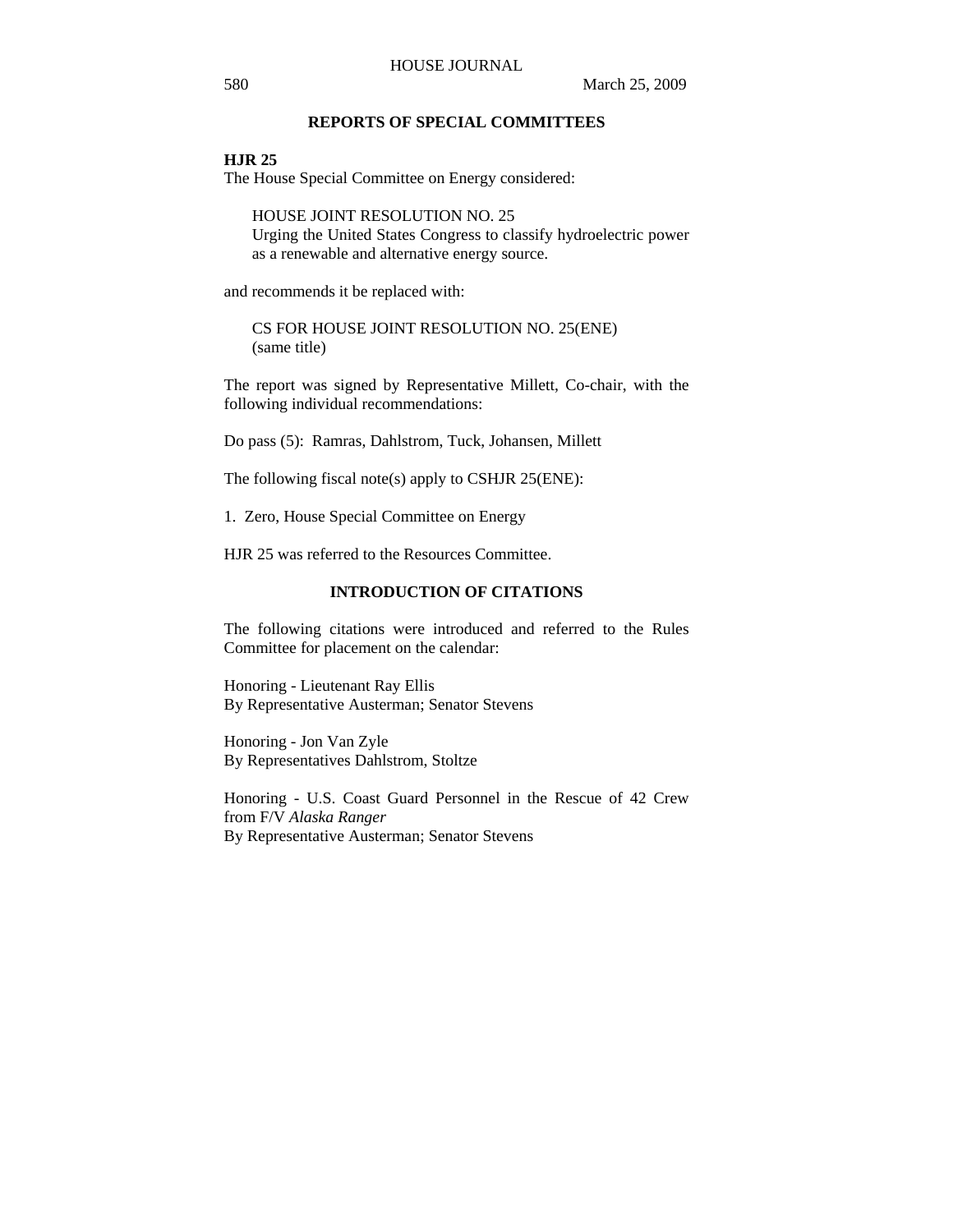## REPORTS OF SPECIAL COMMITTEES

**HJR 25**

The House Special Committee on Energy considered:

HOUSE JOINT RESOLUTION NO. 25
Urging the United States Congress to classify hydroelectric power as a renewable and alternative energy source.

and recommends it be replaced with:

CS FOR HOUSE JOINT RESOLUTION NO. 25(ENE)
(same title)

The report was signed by Representative Millett, Co-chair, with the following individual recommendations:

Do pass (5): Ramras, Dahlstrom, Tuck, Johansen, Millett

The following fiscal note(s) apply to CSHJR 25(ENE):

1. Zero, House Special Committee on Energy

HJR 25 was referred to the Resources Committee.

## INTRODUCTION OF CITATIONS

The following citations were introduced and referred to the Rules Committee for placement on the calendar:

Honoring - Lieutenant Ray Ellis
By Representative Austerman; Senator Stevens

Honoring - Jon Van Zyle
By Representatives Dahlstrom, Stoltze

Honoring - U.S. Coast Guard Personnel in the Rescue of 42 Crew from F/V *Alaska Ranger*
By Representative Austerman; Senator Stevens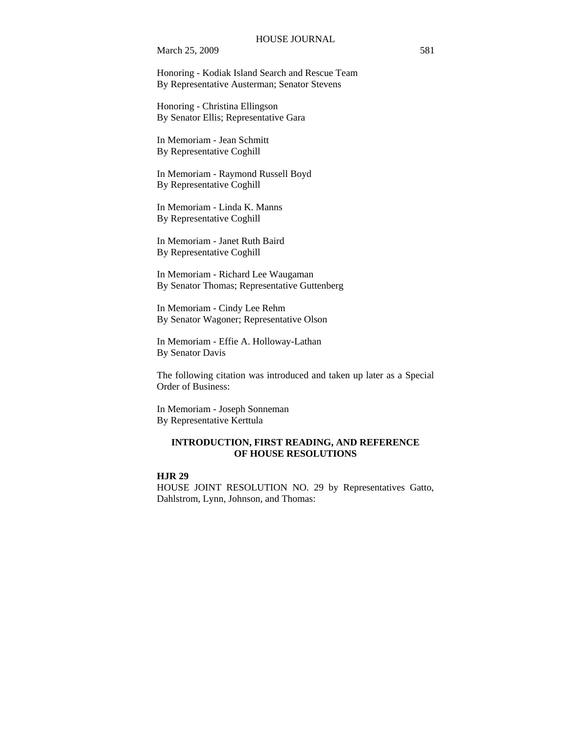Honoring - Kodiak Island Search and Rescue Team
By Representative Austerman; Senator Stevens

Honoring - Christina Ellingson
By Senator Ellis; Representative Gara

In Memoriam - Jean Schmitt
By Representative Coghill

In Memoriam - Raymond Russell Boyd
By Representative Coghill

In Memoriam - Linda K. Manns
By Representative Coghill

In Memoriam - Janet Ruth Baird
By Representative Coghill

In Memoriam - Richard Lee Waugaman
By Senator Thomas; Representative Guttenberg

In Memoriam - Cindy Lee Rehm
By Senator Wagoner; Representative Olson

In Memoriam - Effie A. Holloway-Lathan
By Senator Davis

The following citation was introduced and taken up later as a Special Order of Business:

In Memoriam - Joseph Sonneman
By Representative Kerttula

## INTRODUCTION, FIRST READING, AND REFERENCE OF HOUSE RESOLUTIONS

**HJR 29**

HOUSE JOINT RESOLUTION NO. 29 by Representatives Gatto, Dahlstrom, Lynn, Johnson, and Thomas: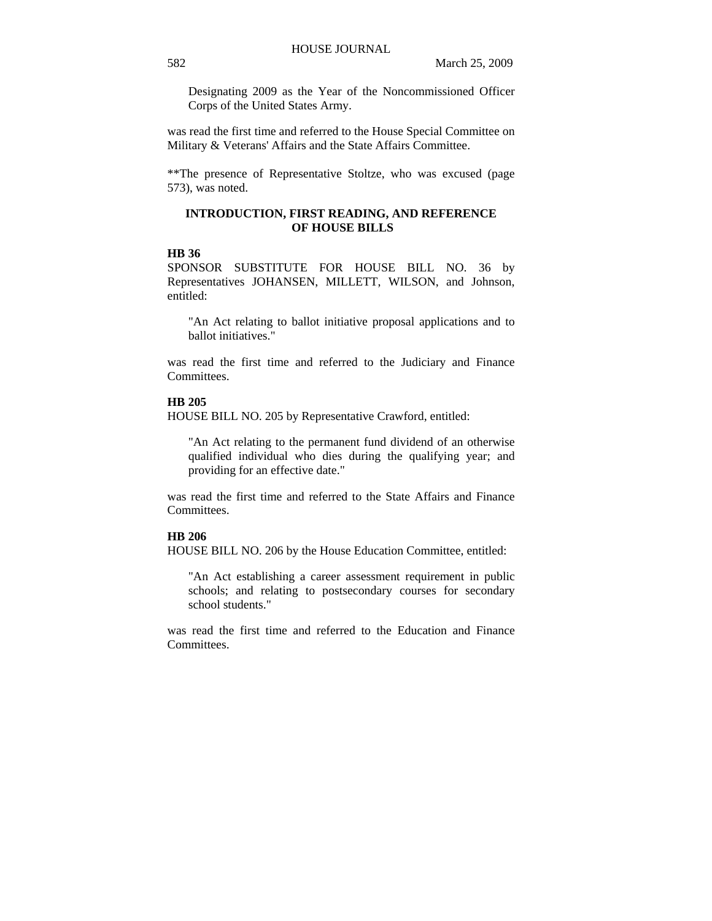Designating 2009 as the Year of the Noncommissioned Officer Corps of the United States Army.

was read the first time and referred to the House Special Committee on Military & Veterans' Affairs and the State Affairs Committee.

**The presence of Representative Stoltze, who was excused (page 573), was noted.

## INTRODUCTION, FIRST READING, AND REFERENCE OF HOUSE BILLS

**HB 36**

SPONSOR SUBSTITUTE FOR HOUSE BILL NO. 36 by Representatives JOHANSEN, MILLETT, WILSON, and Johnson, entitled:

"An Act relating to ballot initiative proposal applications and to ballot initiatives."

was read the first time and referred to the Judiciary and Finance Committees.

**HB 205**

HOUSE BILL NO. 205 by Representative Crawford, entitled:

"An Act relating to the permanent fund dividend of an otherwise qualified individual who dies during the qualifying year; and providing for an effective date."

was read the first time and referred to the State Affairs and Finance Committees.

**HB 206**

HOUSE BILL NO. 206 by the House Education Committee, entitled:

"An Act establishing a career assessment requirement in public schools; and relating to postsecondary courses for secondary school students."

was read the first time and referred to the Education and Finance Committees.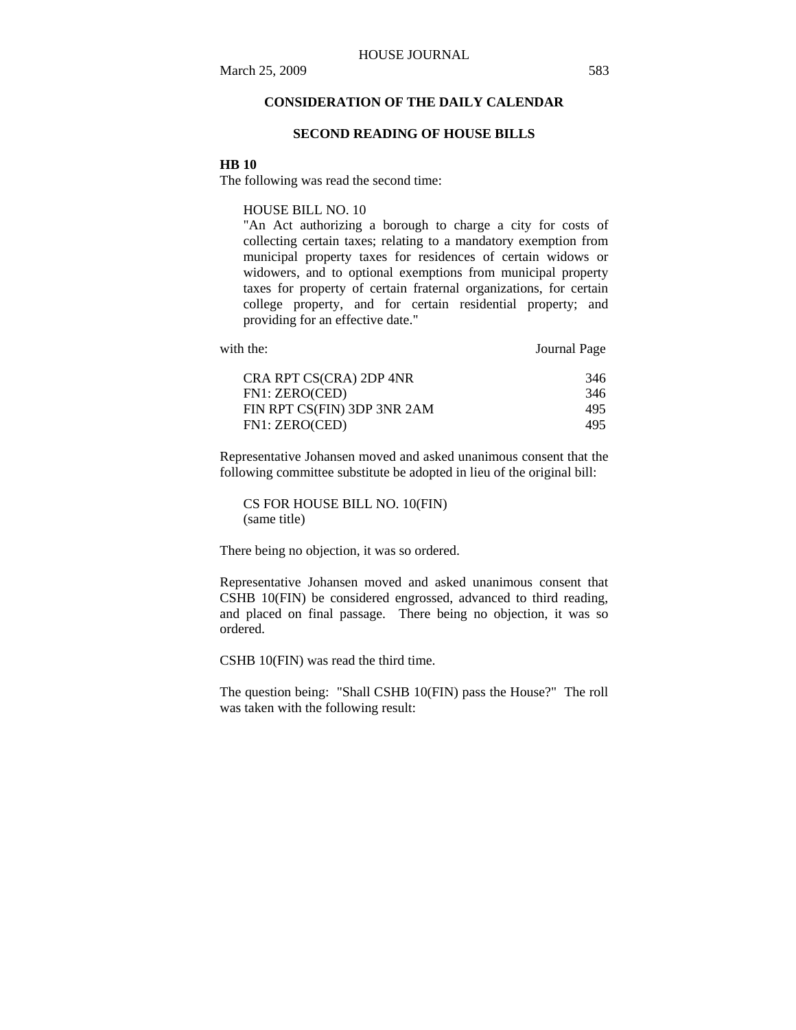## CONSIDERATION OF THE DAILY CALENDAR

### SECOND READING OF HOUSE BILLS

**HB 10**

The following was read the second time:

> HOUSE BILL NO. 10
> "An Act authorizing a borough to charge a city for costs of collecting certain taxes; relating to a mandatory exemption from municipal property taxes for residences of certain widows or widowers, and to optional exemptions from municipal property taxes for property of certain fraternal organizations, for certain college property, and for certain residential property; and providing for an effective date."

| with the: | Journal Page |
|---|---|
| CRA RPT CS(CRA) 2DP 4NR | 346 |
| FN1: ZERO(CED) | 346 |
| FIN RPT CS(FIN) 3DP 3NR 2AM | 495 |
| FN1: ZERO(CED) | 495 |

Representative Johansen moved and asked unanimous consent that the following committee substitute be adopted in lieu of the original bill:

> CS FOR HOUSE BILL NO. 10(FIN)
> (same title)

There being no objection, it was so ordered.

Representative Johansen moved and asked unanimous consent that CSHB 10(FIN) be considered engrossed, advanced to third reading, and placed on final passage. There being no objection, it was so ordered.

CSHB 10(FIN) was read the third time.

The question being: "Shall CSHB 10(FIN) pass the House?" The roll was taken with the following result: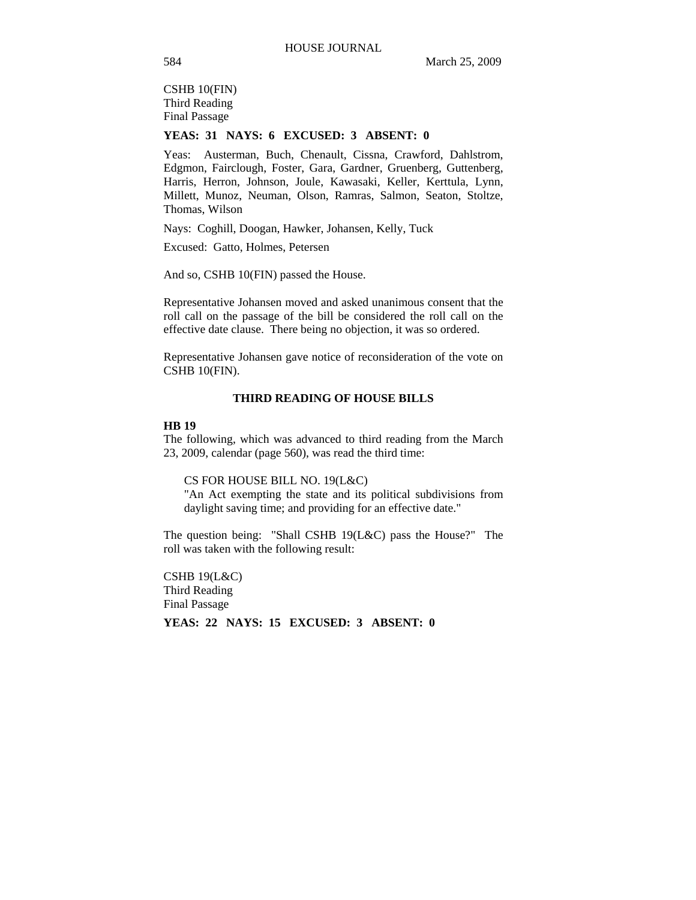CSHB 10(FIN)
Third Reading
Final Passage

**YEAS: 31 NAYS: 6 EXCUSED: 3 ABSENT: 0**

Yeas: Austerman, Buch, Chenault, Cissna, Crawford, Dahlstrom, Edgmon, Fairclough, Foster, Gara, Gardner, Gruenberg, Guttenberg, Harris, Herron, Johnson, Joule, Kawasaki, Keller, Kerttula, Lynn, Millett, Munoz, Neuman, Olson, Ramras, Salmon, Seaton, Stoltze, Thomas, Wilson

Nays: Coghill, Doogan, Hawker, Johansen, Kelly, Tuck

Excused: Gatto, Holmes, Petersen

And so, CSHB 10(FIN) passed the House.

Representative Johansen moved and asked unanimous consent that the roll call on the passage of the bill be considered the roll call on the effective date clause. There being no objection, it was so ordered.

Representative Johansen gave notice of reconsideration of the vote on CSHB 10(FIN).

## THIRD READING OF HOUSE BILLS

**HB 19**

The following, which was advanced to third reading from the March 23, 2009, calendar (page 560), was read the third time:

> CS FOR HOUSE BILL NO. 19(L&C)
> "An Act exempting the state and its political subdivisions from daylight saving time; and providing for an effective date."

The question being: "Shall CSHB 19(L&C) pass the House?" The roll was taken with the following result:

CSHB 19(L&C)
Third Reading
Final Passage

**YEAS: 22 NAYS: 15 EXCUSED: 3 ABSENT: 0**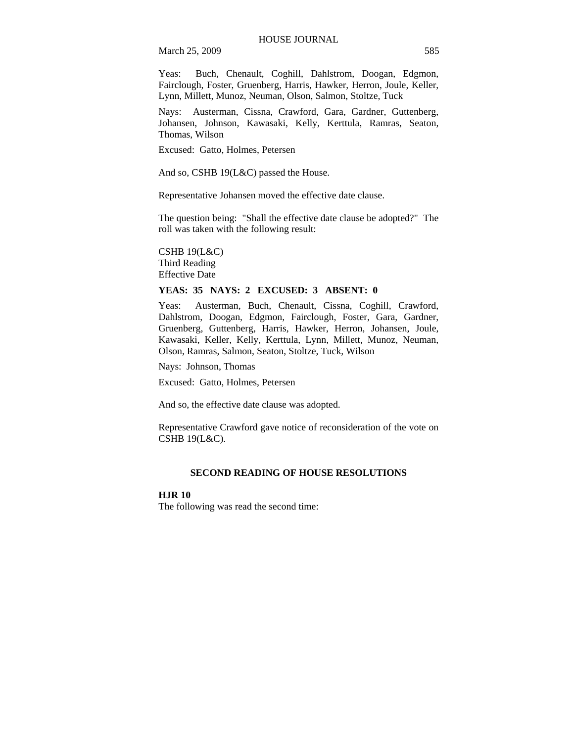Yeas: Buch, Chenault, Coghill, Dahlstrom, Doogan, Edgmon, Fairclough, Foster, Gruenberg, Harris, Hawker, Herron, Joule, Keller, Lynn, Millett, Munoz, Neuman, Olson, Salmon, Stoltze, Tuck

Nays: Austerman, Cissna, Crawford, Gara, Gardner, Guttenberg, Johansen, Johnson, Kawasaki, Kelly, Kerttula, Ramras, Seaton, Thomas, Wilson

Excused: Gatto, Holmes, Petersen

And so, CSHB 19(L&C) passed the House.

Representative Johansen moved the effective date clause.

The question being: "Shall the effective date clause be adopted?" The roll was taken with the following result:

CSHB 19(L&C)
Third Reading
Effective Date

**YEAS: 35 NAYS: 2 EXCUSED: 3 ABSENT: 0**

Yeas: Austerman, Buch, Chenault, Cissna, Coghill, Crawford, Dahlstrom, Doogan, Edgmon, Fairclough, Foster, Gara, Gardner, Gruenberg, Guttenberg, Harris, Hawker, Herron, Johansen, Joule, Kawasaki, Keller, Kelly, Kerttula, Lynn, Millett, Munoz, Neuman, Olson, Ramras, Salmon, Seaton, Stoltze, Tuck, Wilson

Nays: Johnson, Thomas

Excused: Gatto, Holmes, Petersen

And so, the effective date clause was adopted.

Representative Crawford gave notice of reconsideration of the vote on CSHB 19(L&C).

## SECOND READING OF HOUSE RESOLUTIONS

**HJR 10**
The following was read the second time: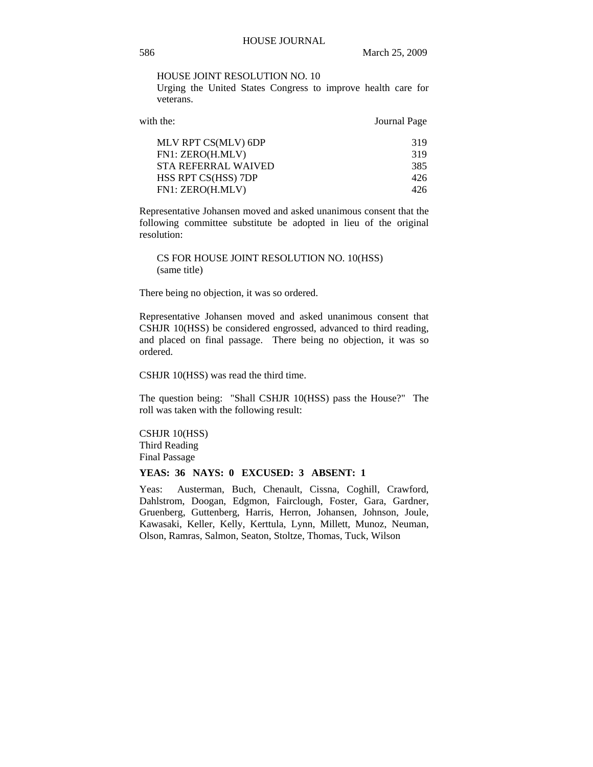HOUSE JOINT RESOLUTION NO. 10
Urging the United States Congress to improve health care for veterans.

with the:

| | Journal Page |
| --- | --- |
| MLV RPT CS(MLV) 6DP | 319 |
| FN1: ZERO(H.MLV) | 319 |
| STA REFERRAL WAIVED | 385 |
| HSS RPT CS(HSS) 7DP | 426 |
| FN1: ZERO(H.MLV) | 426 |

Representative Johansen moved and asked unanimous consent that the following committee substitute be adopted in lieu of the original resolution:

CS FOR HOUSE JOINT RESOLUTION NO. 10(HSS)
(same title)

There being no objection, it was so ordered.

Representative Johansen moved and asked unanimous consent that CSHJR 10(HSS) be considered engrossed, advanced to third reading, and placed on final passage. There being no objection, it was so ordered.

CSHJR 10(HSS) was read the third time.

The question being: "Shall CSHJR 10(HSS) pass the House?" The roll was taken with the following result:

CSHJR 10(HSS)
Third Reading
Final Passage

**YEAS: 36 NAYS: 0 EXCUSED: 3 ABSENT: 1**

Yeas: Austerman, Buch, Chenault, Cissna, Coghill, Crawford, Dahlstrom, Doogan, Edgmon, Fairclough, Foster, Gara, Gardner, Gruenberg, Guttenberg, Harris, Herron, Johansen, Johnson, Joule, Kawasaki, Keller, Kelly, Kerttula, Lynn, Millett, Munoz, Neuman, Olson, Ramras, Salmon, Seaton, Stoltze, Thomas, Tuck, Wilson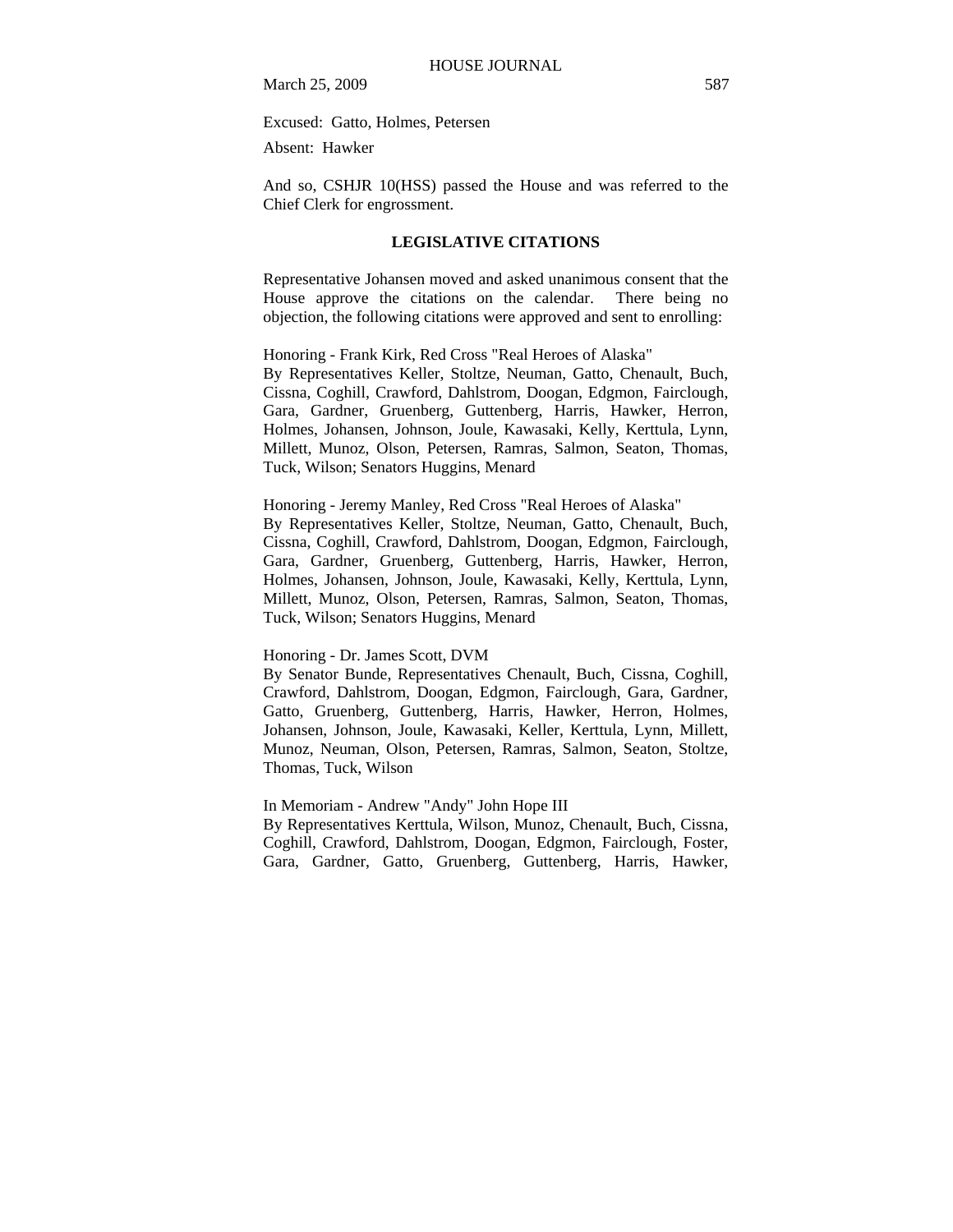Excused: Gatto, Holmes, Petersen

Absent: Hawker

And so, CSHJR 10(HSS) passed the House and was referred to the Chief Clerk for engrossment.

**LEGISLATIVE CITATIONS**

Representative Johansen moved and asked unanimous consent that the House approve the citations on the calendar. There being no objection, the following citations were approved and sent to enrolling:

Honoring - Frank Kirk, Red Cross "Real Heroes of Alaska"
By Representatives Keller, Stoltze, Neuman, Gatto, Chenault, Buch, Cissna, Coghill, Crawford, Dahlstrom, Doogan, Edgmon, Fairclough, Gara, Gardner, Gruenberg, Guttenberg, Harris, Hawker, Herron, Holmes, Johansen, Johnson, Joule, Kawasaki, Kelly, Kerttula, Lynn, Millett, Munoz, Olson, Petersen, Ramras, Salmon, Seaton, Thomas, Tuck, Wilson; Senators Huggins, Menard

Honoring - Jeremy Manley, Red Cross "Real Heroes of Alaska"
By Representatives Keller, Stoltze, Neuman, Gatto, Chenault, Buch, Cissna, Coghill, Crawford, Dahlstrom, Doogan, Edgmon, Fairclough, Gara, Gardner, Gruenberg, Guttenberg, Harris, Hawker, Herron, Holmes, Johansen, Johnson, Joule, Kawasaki, Kelly, Kerttula, Lynn, Millett, Munoz, Olson, Petersen, Ramras, Salmon, Seaton, Thomas, Tuck, Wilson; Senators Huggins, Menard

Honoring - Dr. James Scott, DVM
By Senator Bunde, Representatives Chenault, Buch, Cissna, Coghill, Crawford, Dahlstrom, Doogan, Edgmon, Fairclough, Gara, Gardner, Gatto, Gruenberg, Guttenberg, Harris, Hawker, Herron, Holmes, Johansen, Johnson, Joule, Kawasaki, Keller, Kerttula, Lynn, Millett, Munoz, Neuman, Olson, Petersen, Ramras, Salmon, Seaton, Stoltze, Thomas, Tuck, Wilson

In Memoriam - Andrew "Andy" John Hope III
By Representatives Kerttula, Wilson, Munoz, Chenault, Buch, Cissna, Coghill, Crawford, Dahlstrom, Doogan, Edgmon, Fairclough, Foster, Gara, Gardner, Gatto, Gruenberg, Guttenberg, Harris, Hawker,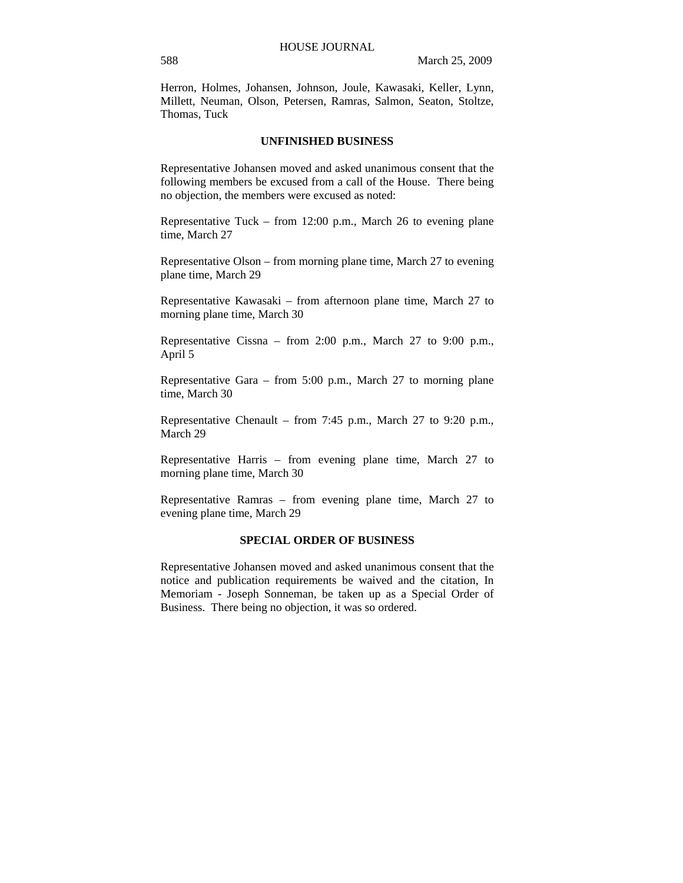Herron, Holmes, Johansen, Johnson, Joule, Kawasaki, Keller, Lynn, Millett, Neuman, Olson, Petersen, Ramras, Salmon, Seaton, Stoltze, Thomas, Tuck

## UNFINISHED BUSINESS

Representative Johansen moved and asked unanimous consent that the following members be excused from a call of the House. There being no objection, the members were excused as noted:

Representative Tuck – from 12:00 p.m., March 26 to evening plane time, March 27

Representative Olson – from morning plane time, March 27 to evening plane time, March 29

Representative Kawasaki – from afternoon plane time, March 27 to morning plane time, March 30

Representative Cissna – from 2:00 p.m., March 27 to 9:00 p.m., April 5

Representative Gara – from 5:00 p.m., March 27 to morning plane time, March 30

Representative Chenault – from 7:45 p.m., March 27 to 9:20 p.m., March 29

Representative Harris – from evening plane time, March 27 to morning plane time, March 30

Representative Ramras – from evening plane time, March 27 to evening plane time, March 29

## SPECIAL ORDER OF BUSINESS

Representative Johansen moved and asked unanimous consent that the notice and publication requirements be waived and the citation, In Memoriam - Joseph Sonneman, be taken up as a Special Order of Business. There being no objection, it was so ordered.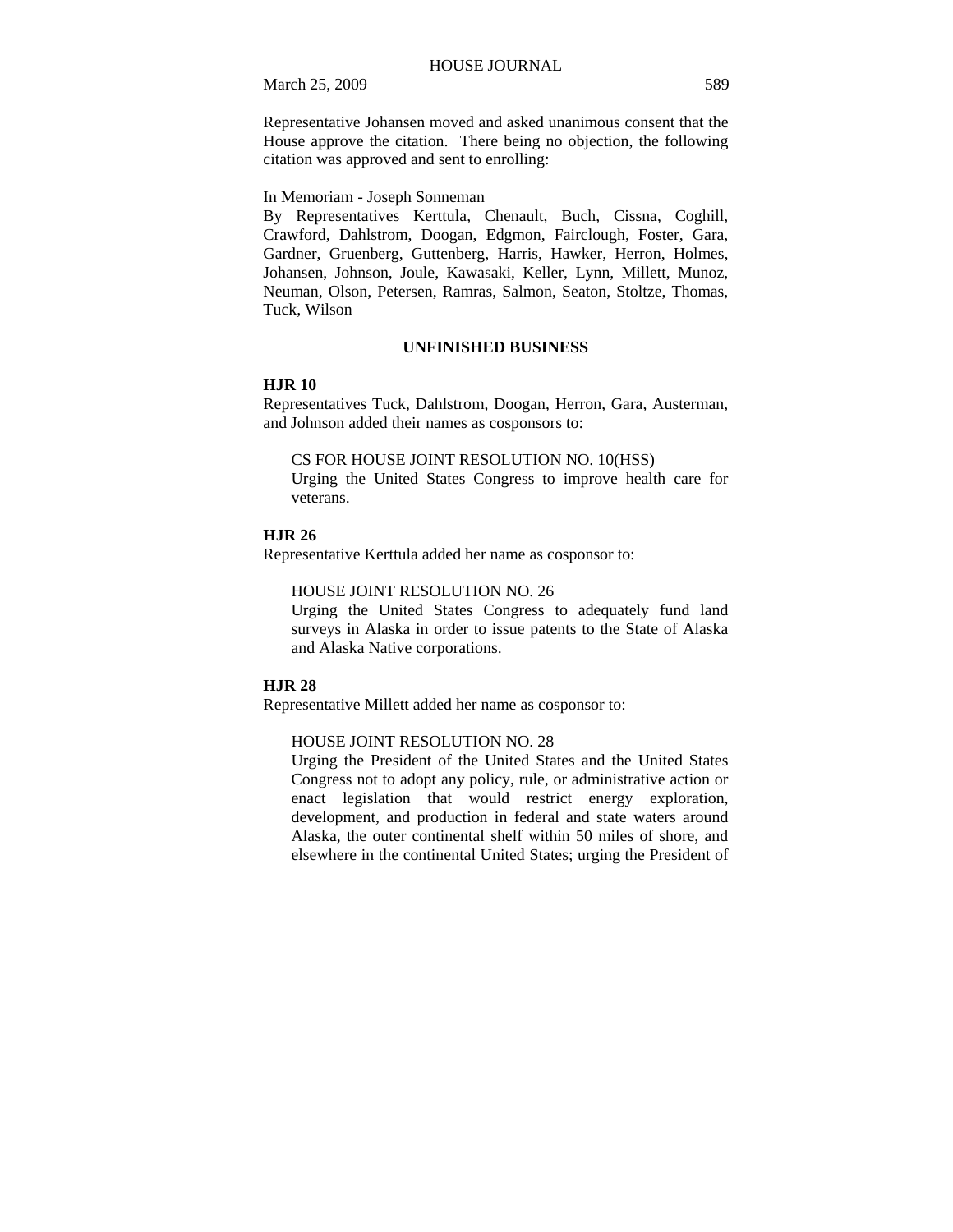Representative Johansen moved and asked unanimous consent that the House approve the citation. There being no objection, the following citation was approved and sent to enrolling:

In Memoriam - Joseph Sonneman
By Representatives Kerttula, Chenault, Buch, Cissna, Coghill, Crawford, Dahlstrom, Doogan, Edgmon, Fairclough, Foster, Gara, Gardner, Gruenberg, Guttenberg, Harris, Hawker, Herron, Holmes, Johansen, Johnson, Joule, Kawasaki, Keller, Lynn, Millett, Munoz, Neuman, Olson, Petersen, Ramras, Salmon, Seaton, Stoltze, Thomas, Tuck, Wilson

## UNFINISHED BUSINESS

**HJR 10**
Representatives Tuck, Dahlstrom, Doogan, Herron, Gara, Austerman, and Johnson added their names as cosponsors to:

> CS FOR HOUSE JOINT RESOLUTION NO. 10(HSS)
> Urging the United States Congress to improve health care for veterans.

**HJR 26**
Representative Kerttula added her name as cosponsor to:

> HOUSE JOINT RESOLUTION NO. 26
> Urging the United States Congress to adequately fund land surveys in Alaska in order to issue patents to the State of Alaska and Alaska Native corporations.

**HJR 28**
Representative Millett added her name as cosponsor to:

> HOUSE JOINT RESOLUTION NO. 28
> Urging the President of the United States and the United States Congress not to adopt any policy, rule, or administrative action or enact legislation that would restrict energy exploration, development, and production in federal and state waters around Alaska, the outer continental shelf within 50 miles of shore, and elsewhere in the continental United States; urging the President of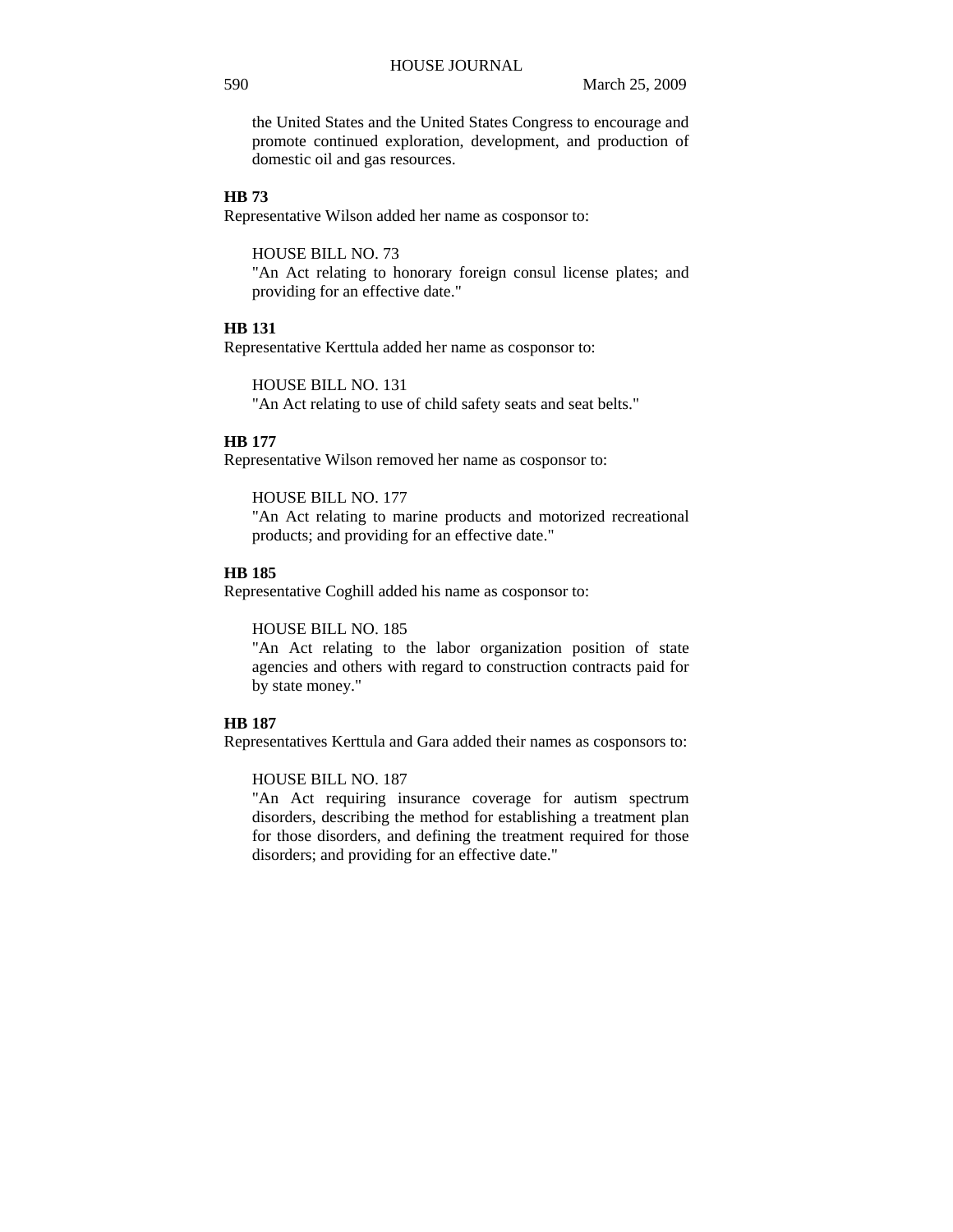the United States and the United States Congress to encourage and promote continued exploration, development, and production of domestic oil and gas resources.

**HB 73**

Representative Wilson added her name as cosponsor to:

HOUSE BILL NO. 73
"An Act relating to honorary foreign consul license plates; and providing for an effective date."

**HB 131**

Representative Kerttula added her name as cosponsor to:

HOUSE BILL NO. 131
"An Act relating to use of child safety seats and seat belts."

**HB 177**

Representative Wilson removed her name as cosponsor to:

HOUSE BILL NO. 177
"An Act relating to marine products and motorized recreational products; and providing for an effective date."

**HB 185**

Representative Coghill added his name as cosponsor to:

HOUSE BILL NO. 185
"An Act relating to the labor organization position of state agencies and others with regard to construction contracts paid for by state money."

**HB 187**

Representatives Kerttula and Gara added their names as cosponsors to:

HOUSE BILL NO. 187
"An Act requiring insurance coverage for autism spectrum disorders, describing the method for establishing a treatment plan for those disorders, and defining the treatment required for those disorders; and providing for an effective date."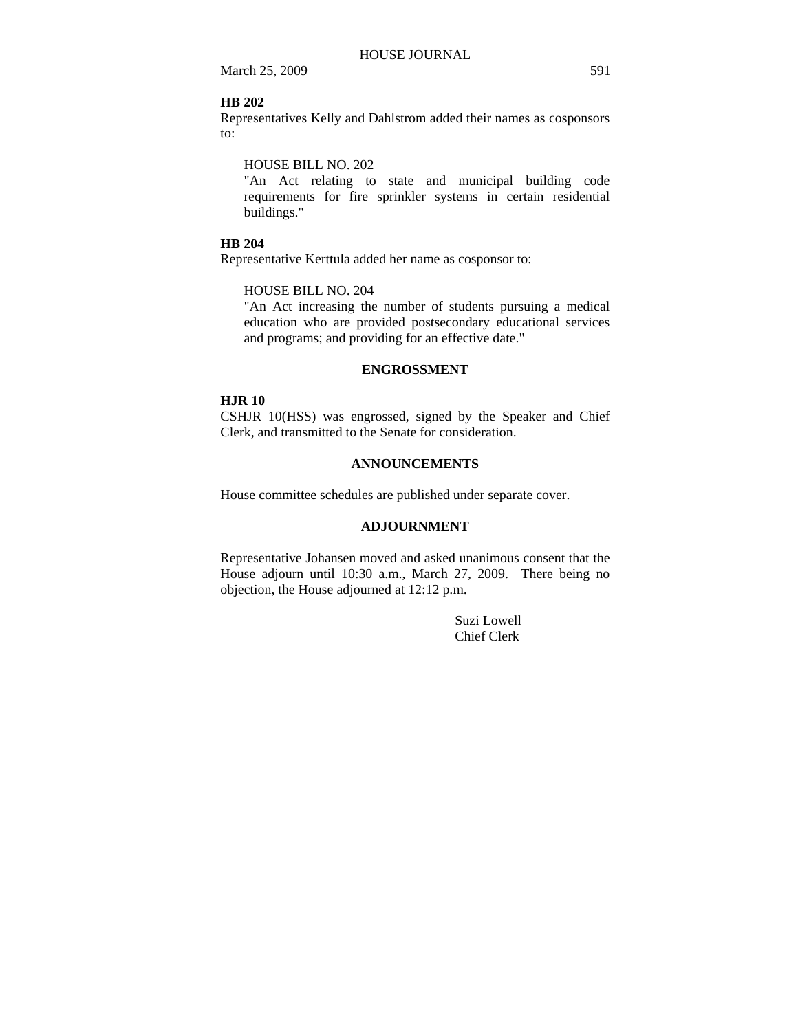**HB 202**

Representatives Kelly and Dahlstrom added their names as cosponsors to:

> HOUSE BILL NO. 202
> "An Act relating to state and municipal building code requirements for fire sprinkler systems in certain residential buildings."

**HB 204**

Representative Kerttula added her name as cosponsor to:

> HOUSE BILL NO. 204
> "An Act increasing the number of students pursuing a medical education who are provided postsecondary educational services and programs; and providing for an effective date."

## ENGROSSMENT

**HJR 10**

CSHJR 10(HSS) was engrossed, signed by the Speaker and Chief Clerk, and transmitted to the Senate for consideration.

## ANNOUNCEMENTS

House committee schedules are published under separate cover.

## ADJOURNMENT

Representative Johansen moved and asked unanimous consent that the House adjourn until 10:30 a.m., March 27, 2009. There being no objection, the House adjourned at 12:12 p.m.

Suzi Lowell
Chief Clerk